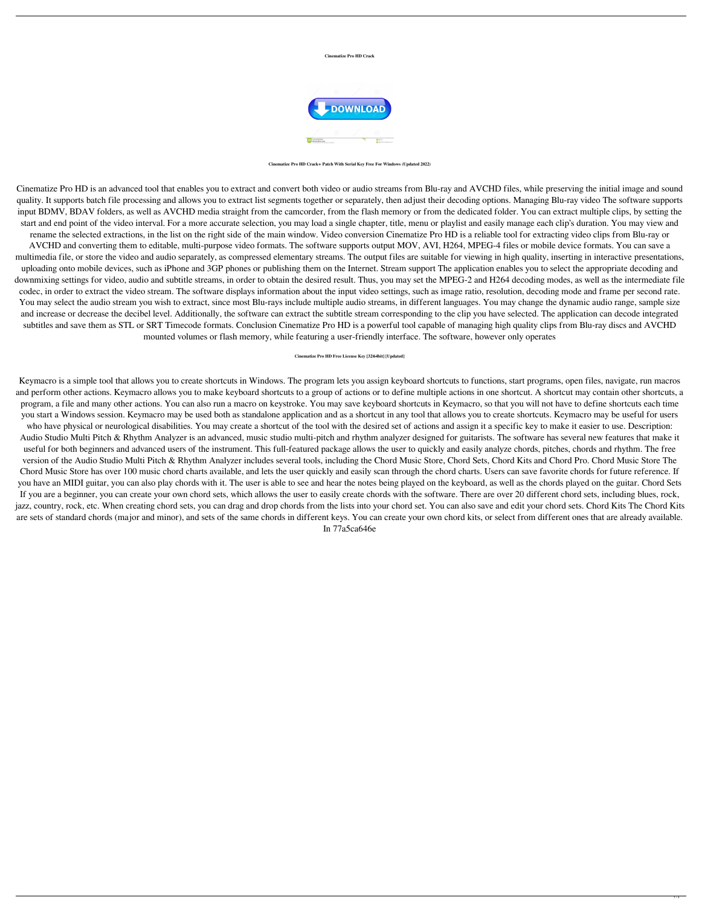**Cinematize Pro HD Crack**

**Cinematize Pro HD Crack+ Patch With Serial Key Free For Windows (Updated 2022)**

Cinematize Pro HD is an advanced tool that enables you to extract and convert both video or audio streams from Blu-ray and AVCHD files, while preserving the initial image and sound quality. It supports batch file processing and allows you to extract list segments together or separately, then adjust their decoding options. Managing Blu-ray video The software supports input BDMV, BDAV folders, as well as AVCHD media straight from the camcorder, from the flash memory or from the dedicated folder. You can extract multiple clips, by setting the start and end point of the video interval. For a more accurate selection, you may load a single chapter, title, menu or playlist and easily manage each clip's duration. You may view and rename the selected extractions, in the list on the right side of the main window. Video conversion Cinematize Pro HD is a reliable tool for extracting video clips from Blu-ray or AVCHD and converting them to editable, multi-purpose video formats. The software supports output MOV, AVI, H264, MPEG-4 files or mobile device formats. You can save a multimedia file, or store the video and audio separately, as compressed elementary streams. The output files are suitable for viewing in high quality, inserting in interactive presentations, uploading onto mobile devices, such as iPhone and 3GP phones or publishing them on the Internet. Stream support The application enables you to select the appropriate decoding and downmixing settings for video, audio and subtitle streams, in order to obtain the desired result. Thus, you may set the MPEG-2 and H264 decoding modes, as well as the intermediate file codec, in order to extract the video stream. The software displays information about the input video settings, such as image ratio, resolution, decoding mode and frame per second rate. You may select the audio stream you wish to extract, since most Blu-rays include multiple audio streams, in different languages. You may change the dynamic audio range, sample size and increase or decrease the decibel level. Additionally, the software can extract the subtitle stream corresponding to the clip you have selected. The application can decode integrated subtitles and save them as STL or SRT Timecode formats. Conclusion Cinematize Pro HD is a powerful tool capable of managing high quality clips from Blu-ray discs and AVCHD mounted volumes or flash memory, while featuring a user-friendly interface. The software, however only operates

**Cinematize Pro HD Free License Key [32|64bit] [Updated]**

Keymacro is a simple tool that allows you to create shortcuts in Windows. The program lets you assign keyboard shortcuts to functions, start programs, open files, navigate, run macros and perform other actions. Keymacro allows you to make keyboard shortcuts to a group of actions or to define multiple actions in one shortcut. A shortcut may contain other shortcuts, a program, a file and many other actions. You can also run a macro on keystroke. You may save keyboard shortcuts in Keymacro, so that you will not have to define shortcuts each time you start a Windows session. Keymacro may be used both as standalone application and as a shortcut in any tool that allows you to create shortcuts. Keymacro may be useful for users who have physical or neurological disabilities. You may create a shortcut of the tool with the desired set of actions and assign it a specific key to make it easier to use. Description: Audio Studio Multi Pitch & Rhythm Analyzer is an advanced, music studio multi-pitch and rhythm analyzer designed for guitarists. The software has several new features that make it useful for both beginners and advanced users of the instrument. This full-featured package allows the user to quickly and easily analyze chords, pitches, chords and rhythm. The free version of the Audio Studio Multi Pitch & Rhythm Analyzer includes several tools, including the Chord Music Store, Chord Sets, Chord Kits and Chord Pro. Chord Music Store The Chord Music Store has over 100 music chord charts available, and lets the user quickly and easily scan through the chord charts. Users can save favorite chords for future reference. If you have an MIDI guitar, you can also play chords with it. The user is able to see and hear the notes being played on the keyboard, as well as the chords played on the guitar. Chord Sets If you are a beginner, you can create your own chord sets, which allows the user to easily create chords with the software. There are over 20 different chord sets, including blues, rock, jazz, country, rock, etc. When creating chord sets, you can drag and drop chords from the lists into your chord set. You can also save and edit your chord sets. Chord Kits The Chord Kits are sets of standard chords (major and minor), and sets of the same chords in different keys. You can create your own chord kits, or select from different ones that are already available. In 77a5ca646e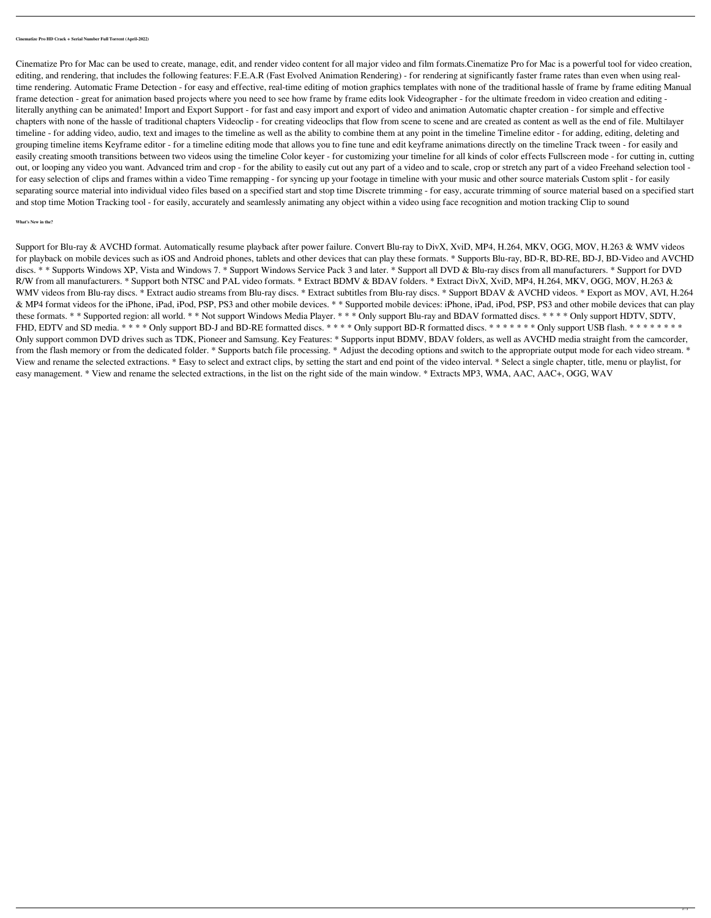**Cinematize Pro HD Crack + Serial Number Full Torrent (April-2022)**

Cinematize Pro for Mac can be used to create, manage, edit, and render video content for all major video and film formats.Cinematize Pro for Mac is a powerful tool for video creation, editing, and rendering, that includes the following features: F.E.A.R (Fast Evolved Animation Rendering) - for rendering at significantly faster frame rates than even when using real-time rendering. Automatic Frame Detection - for easy and effective, real-time editing of motion graphics templates with none of the traditional hassle of frame by frame editing Manual frame detection - great for animation based projects where you need to see how frame by frame edits look Videographer - for the ultimate freedom in video creation and editing - literally anything can be animated! Import and Export Support - for fast and easy import and export of video and animation Automatic chapter creation - for simple and effective chapters with none of the hassle of traditional chapters Videoclip - for creating videoclips that flow from scene to scene and are created as content as well as the end of file. Multilayer timeline - for adding video, audio, text and images to the timeline as well as the ability to combine them at any point in the timeline Timeline editor - for adding, editing, deleting and grouping timeline items Keyframe editor - for a timeline editing mode that allows you to fine tune and edit keyframe animations directly on the timeline Track tween - for easily and easily creating smooth transitions between two videos using the timeline Color keyer - for customizing your timeline for all kinds of color effects Fullscreen mode - for cutting in, cutting out, or looping any video you want. Advanced trim and crop - for the ability to easily cut out any part of a video and to scale, crop or stretch any part of a video Freehand selection tool - for easy selection of clips and frames within a video Time remapping - for syncing up your footage in timeline with your music and other source materials Custom split - for easily separating source material into individual video files based on a specified start and stop time Discrete trimming - for easy, accurate trimming of source material based on a specified start and stop time Motion Tracking tool - for easily, accurately and seamlessly animating any object within a video using face recognition and motion tracking Clip to sound

**What's New in the?**

Support for Blu-ray & AVCHD format. Automatically resume playback after power failure. Convert Blu-ray to DivX, XviD, MP4, H.264, MKV, OGG, MOV, H.263 & WMV videos for playback on mobile devices such as iOS and Android phones, tablets and other devices that can play these formats. * Supports Blu-ray, BD-R, BD-RE, BD-J, BD-Video and AVCHD discs. * * Supports Windows XP, Vista and Windows 7. * Support Windows Service Pack 3 and later. * Support all DVD & Blu-ray discs from all manufacturers. * Support for DVD R/W from all manufacturers. * Support both NTSC and PAL video formats. * Extract BDMV & BDAV folders. * Extract DivX, XviD, MP4, H.264, MKV, OGG, MOV, H.263 & WMV videos from Blu-ray discs. * Extract audio streams from Blu-ray discs. * Extract subtitles from Blu-ray discs. * Support BDAV & AVCHD videos. * Export as MOV, AVI, H.264 & MP4 format videos for the iPhone, iPad, iPod, PSP, PS3 and other mobile devices. * * Supported mobile devices: iPhone, iPad, iPod, PSP, PS3 and other mobile devices that can play these formats. * * Supported region: all world. * * Not support Windows Media Player. * * * Only support Blu-ray and BDAV formatted discs. * * * * Only support HDTV, SDTV, FHD, EDTV and SD media. * * * * Only support BD-J and BD-RE formatted discs. * * * * Only support BD-R formatted discs. * * * * * * * Only support USB flash. * * * * * * * * Only support common DVD drives such as TDK, Pioneer and Samsung. Key Features: * Supports input BDMV, BDAV folders, as well as AVCHD media straight from the camcorder, from the flash memory or from the dedicated folder. * Supports batch file processing. * Adjust the decoding options and switch to the appropriate output mode for each video stream. * View and rename the selected extractions. * Easy to select and extract clips, by setting the start and end point of the video interval. * Select a single chapter, title, menu or playlist, for easy management. * View and rename the selected extractions, in the list on the right side of the main window. * Extracts MP3, WMA, AAC, AAC+, OGG, WAV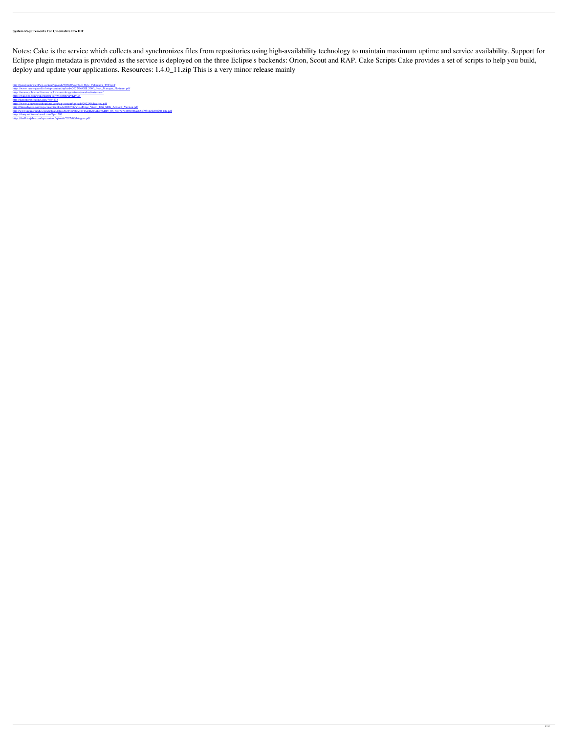**System Requirements For Cinematize Pro HD:**

Notes: Cake is the service which collects and synchronizes files from repositories using high-availability technology to maintain maximum uptime and service availability. Support for Eclipse plugin metadata is provided as the service is deployed on the three Eclipse's backends: Orion, Scout and RAP. Cake Scripts Cake provides a set of scripts to help you build, deploy and update your applications. Resources: 1.4.0_11.zip This is a very minor release mainly

http://nomantasuzuwa.pl/wp-content/uploads/2022/06/webNet_Byte_Calculator_TNG.pdf
https://www.raven-guard.info/wp-content/uploads/2022/06/OSL2000_Boot_Manager_Platinum.pdf
https://maneyychi.com/femm-crack-license-keygen-free-download-win-mac/
https://wakelet.com/wake/mDpt/TNvMBBhBNsVKIyLR
http://demoforextrading.com/?p=4235
https://www.almawomenboutique.com/wp-content/uploads/2022/06/hearkov.pdf
http://1timeaboyava.com/wp-content/uploads/2022/06/VisioForge_Video_Edit_SDK_ActiveX_Version.pdf
http://www.monoblanktie.com/upload/files/2022/06/4hA78TIAxjRZCAbtn6MHV_06_35d727738b90b6ae83406813122a97630_file.pdf
https://fortymillionandatool.com/?p=1293
https://bodhirajobs.com/wp-content/uploads/2022/06/latogera.pdf